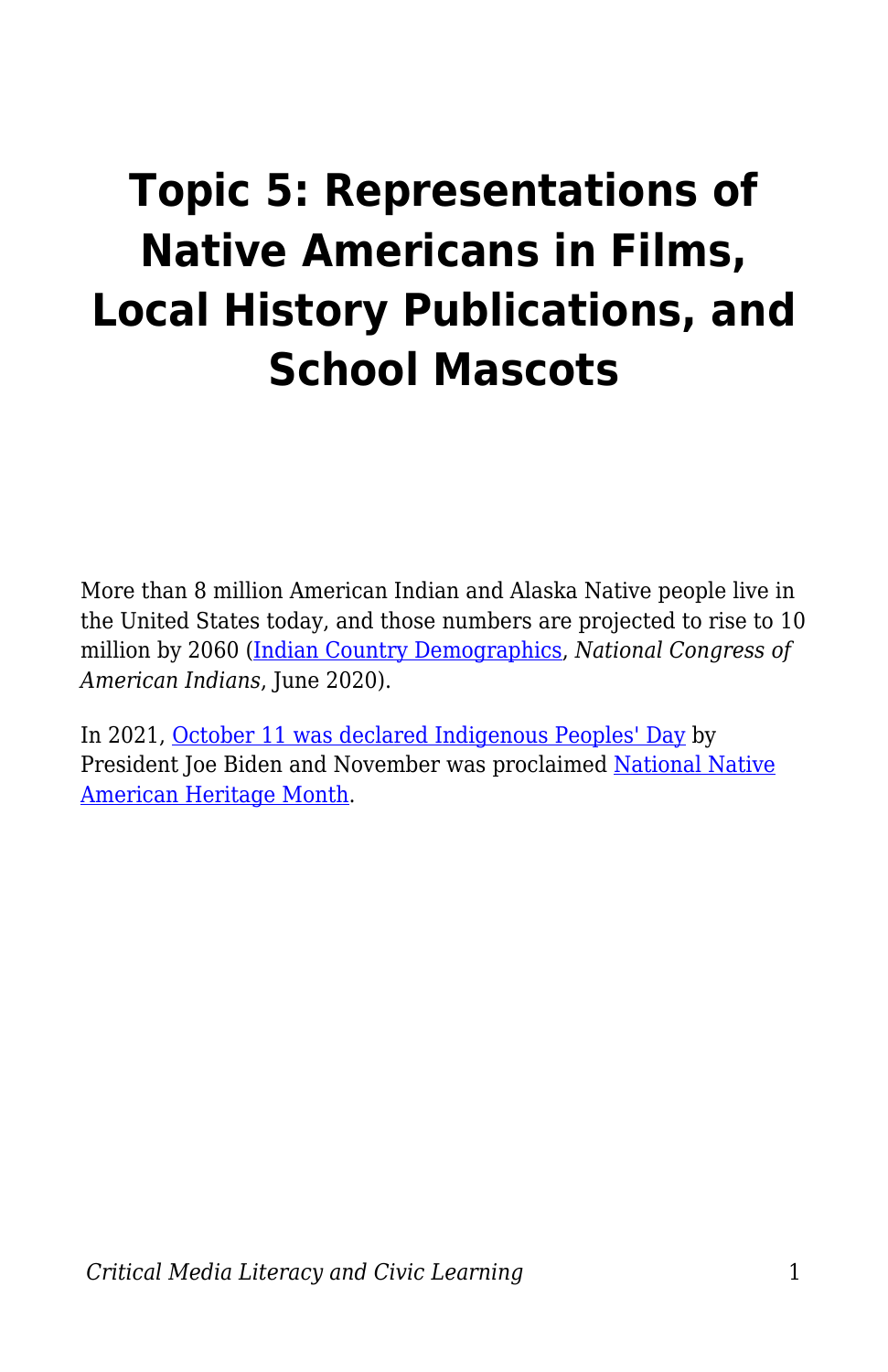# Topic 5: Representations of Native Americans in Films, Local History Publications, and School Mascots

More than 8 million American Indian and Alaska Native people live in the United States today, and those numbers are projected to rise to 10 million by 2060 (Indian Country Demographics, *National Congress of American Indians*, June 2020).

In 2021, October 11 was declared Indigenous Peoples' Day by President Joe Biden and November was proclaimed National Native American Heritage Month.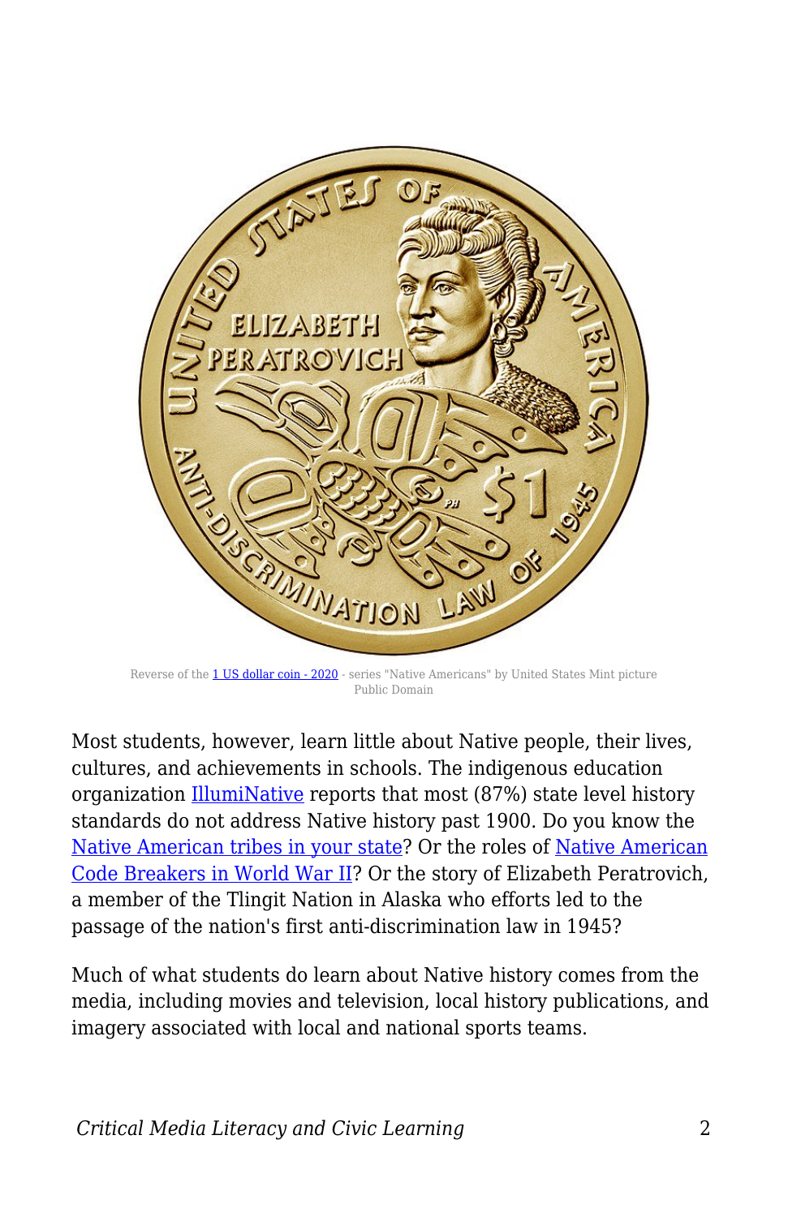Reverse of the 1 US dollar coin - 2020 - series "Native Americans" by United States Mint picture Public Domain

Most students, however, learn little about Native people, their lives, cultures, and achievements in schools. The indigenous education organization IllumiNative reports that most (87%) state level history standards do not address Native history past 1900. Do you know the Native American tribes in your state? Or the roles of Native American Code Breakers in World War II? Or the story of Elizabeth Peratrovich, a member of the Tlingit Nation in Alaska who efforts led to the passage of the nation's first anti-discrimination law in 1945?

Much of what students do learn about Native history comes from the media, including movies and television, local history publications, and imagery associated with local and national sports teams.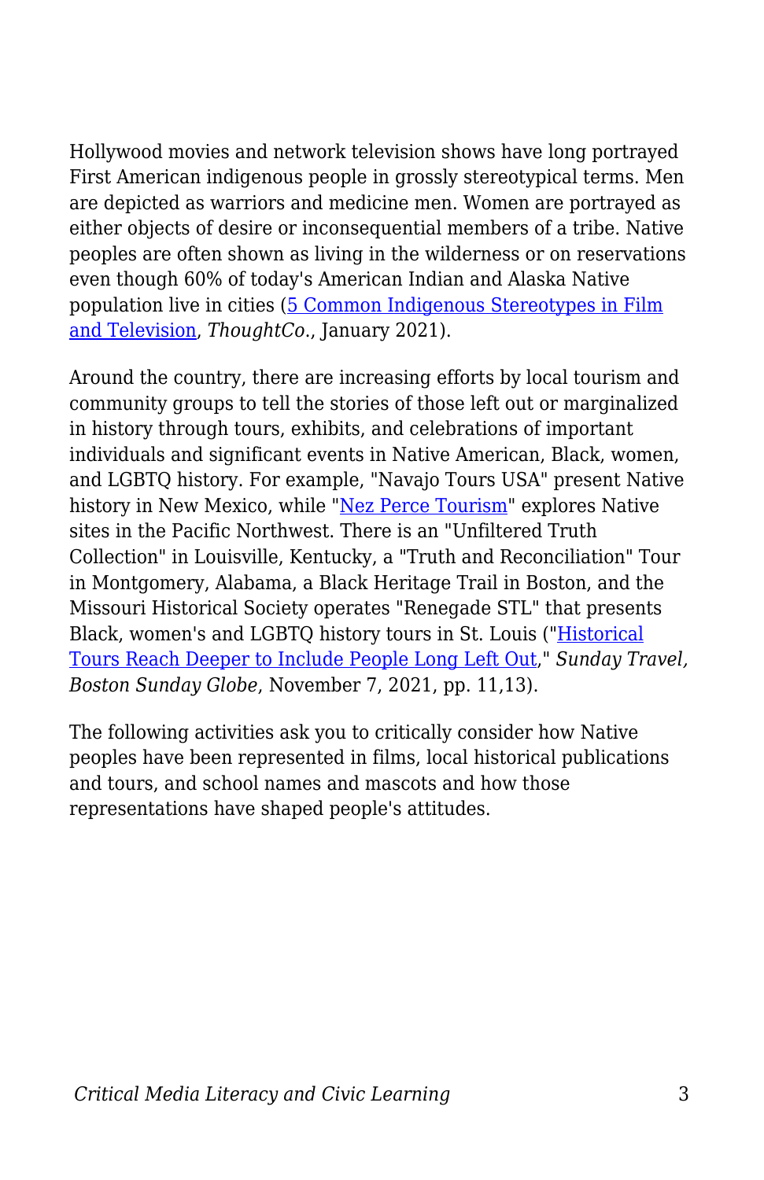Hollywood movies and network television shows have long portrayed First American indigenous people in grossly stereotypical terms. Men are depicted as warriors and medicine men. Women are portrayed as either objects of desire or inconsequential members of a tribe. Native peoples are often shown as living in the wilderness or on reservations even though 60% of today's American Indian and Alaska Native population live in cities (5 Common Indigenous Stereotypes in Film and Television, *ThoughtCo.*, January 2021).

Around the country, there are increasing efforts by local tourism and community groups to tell the stories of those left out or marginalized in history through tours, exhibits, and celebrations of important individuals and significant events in Native American, Black, women, and LGBTQ history. For example, "Navajo Tours USA" present Native history in New Mexico, while "Nez Perce Tourism" explores Native sites in the Pacific Northwest. There is an "Unfiltered Truth Collection" in Louisville, Kentucky, a "Truth and Reconciliation" Tour in Montgomery, Alabama, a Black Heritage Trail in Boston, and the Missouri Historical Society operates "Renegade STL" that presents Black, women's and LGBTQ history tours in St. Louis ("Historical Tours Reach Deeper to Include People Long Left Out," *Sunday Travel, Boston Sunday Globe*, November 7, 2021, pp. 11,13).

The following activities ask you to critically consider how Native peoples have been represented in films, local historical publications and tours, and school names and mascots and how those representations have shaped people's attitudes.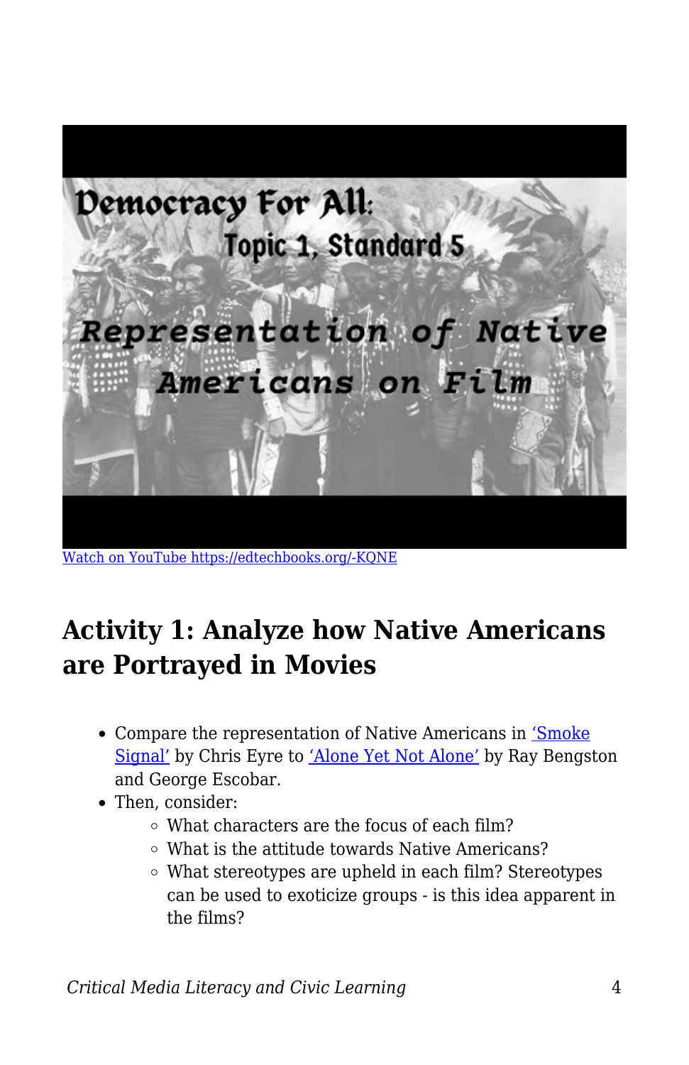[Watch on YouTube https://edtechbooks.org/-KQNE](https://edtechbooks.org/-KQNE)

## Activity 1: Analyze how Native Americans are Portrayed in Movies

- Compare the representation of Native Americans in ['Smoke Signal'](#) by Chris Eyre to ['Alone Yet Not Alone'](#) by Ray Bengston and George Escobar.
- Then, consider:
  - What characters are the focus of each film?
  - What is the attitude towards Native Americans?
  - What stereotypes are upheld in each film? Stereotypes can be used to exoticize groups - is this idea apparent in the films?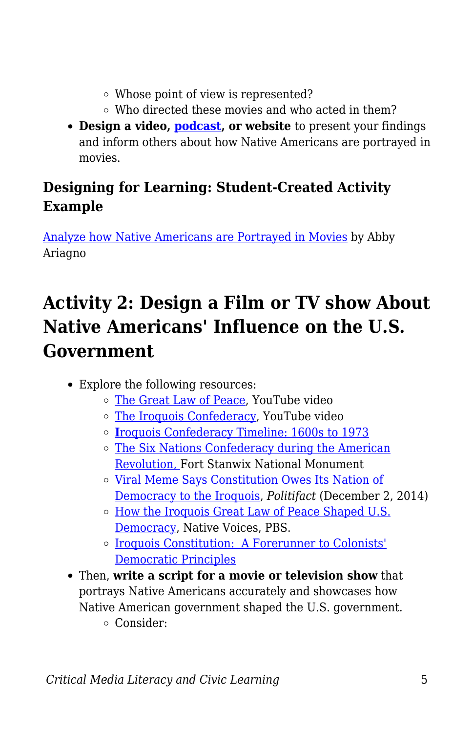- Whose point of view is represented?
    - Who directed these movies and who acted in them?
- **Design a video, podcast, or website** to present your findings and inform others about how Native Americans are portrayed in movies.

### Designing for Learning: Student-Created Activity Example

Analyze how Native Americans are Portrayed in Movies by Abby Ariagno

## Activity 2: Design a Film or TV show About Native Americans' Influence on the U.S. Government

- Explore the following resources:
    - The Great Law of Peace, YouTube video
    - The Iroquois Confederacy, YouTube video
    - Iroquois Confederacy Timeline: 1600s to 1973
    - The Six Nations Confederacy during the American Revolution, Fort Stanwix National Monument
    - Viral Meme Says Constitution Owes Its Nation of Democracy to the Iroquois, *Politifact* (December 2, 2014)
    - How the Iroquois Great Law of Peace Shaped U.S. Democracy, Native Voices, PBS.
    - Iroquois Constitution: A Forerunner to Colonists' Democratic Principles
- Then, **write a script for a movie or television show** that portrays Native Americans accurately and showcases how Native American government shaped the U.S. government.
    - Consider: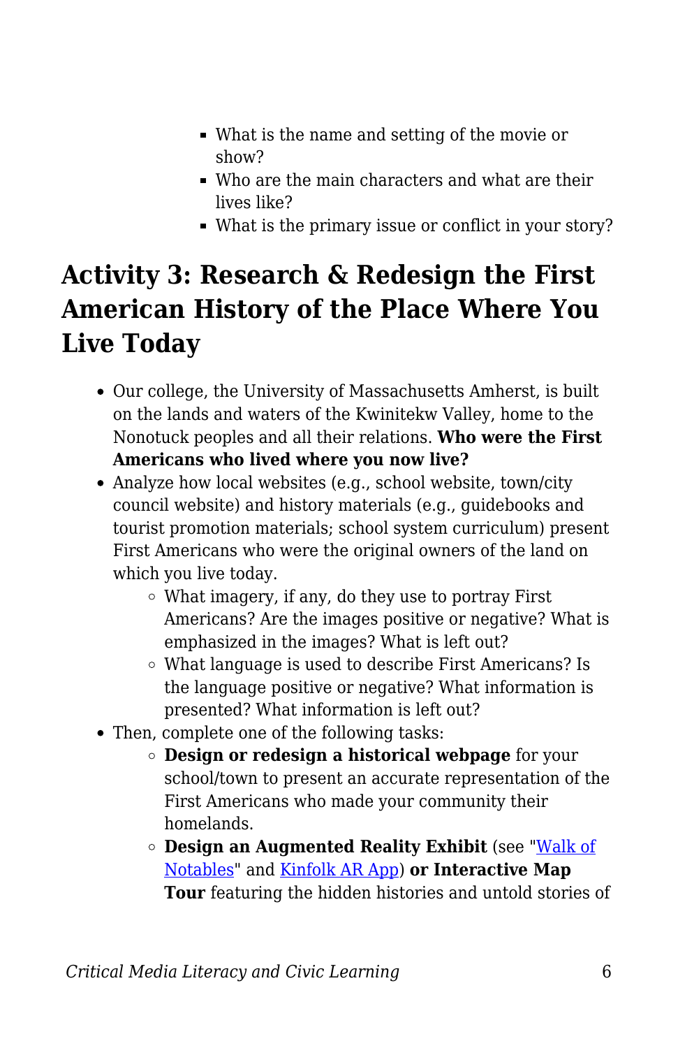- What is the name and setting of the movie or show?
        - Who are the main characters and what are their lives like?
        - What is the primary issue or conflict in your story?

## Activity 3: Research & Redesign the First American History of the Place Where You Live Today

- Our college, the University of Massachusetts Amherst, is built on the lands and waters of the Kwinitekw Valley, home to the Nonotuck peoples and all their relations. **Who were the First Americans who lived where you now live?**
- Analyze how local websites (e.g., school website, town/city council website) and history materials (e.g., guidebooks and tourist promotion materials; school system curriculum) present First Americans who were the original owners of the land on which you live today.
    - What imagery, if any, do they use to portray First Americans? Are the images positive or negative? What is emphasized in the images? What is left out?
    - What language is used to describe First Americans? Is the language positive or negative? What information is presented? What information is left out?
- Then, complete one of the following tasks:
    - **Design or redesign a historical webpage** for your school/town to present an accurate representation of the First Americans who made your community their homelands.
    - **Design an Augmented Reality Exhibit** (see "Walk of Notables" and Kinfolk AR App) **or Interactive Map Tour** featuring the hidden histories and untold stories of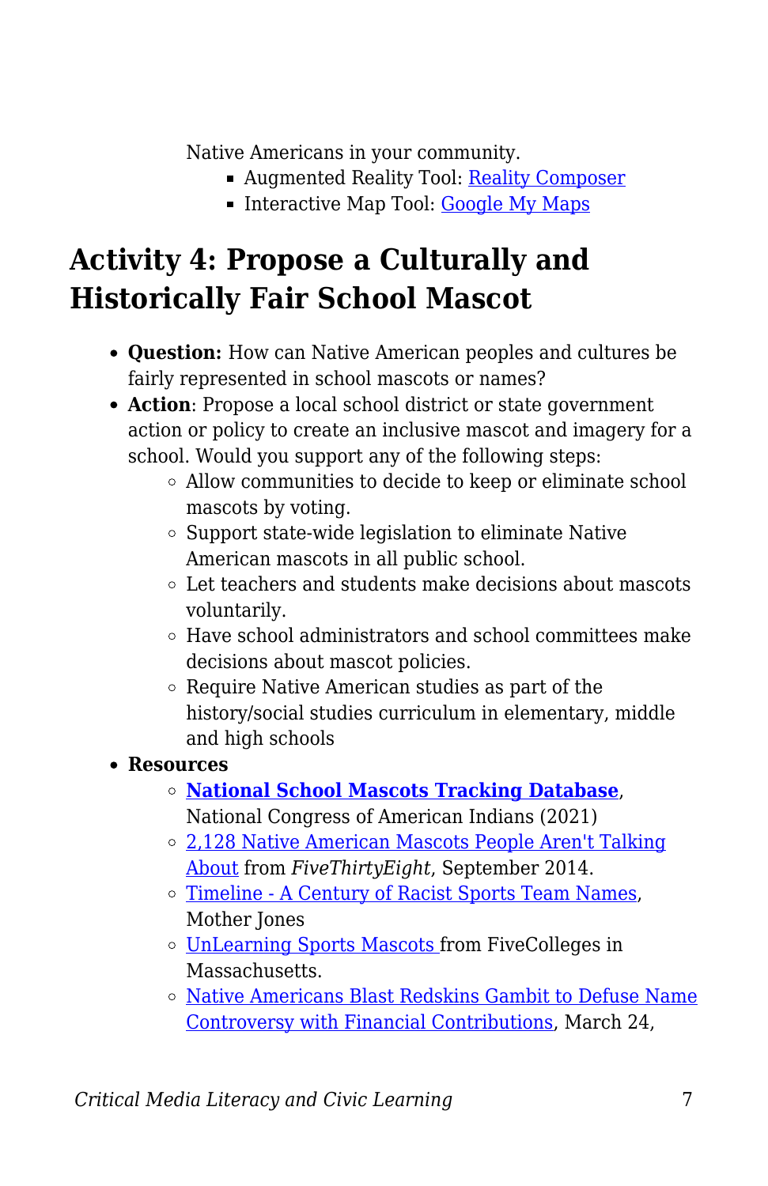Native Americans in your community.

- Augmented Reality Tool: Reality Composer
- Interactive Map Tool: Google My Maps

## Activity 4: Propose a Culturally and Historically Fair School Mascot

- **Question:** How can Native American peoples and cultures be fairly represented in school mascots or names?
- **Action**: Propose a local school district or state government action or policy to create an inclusive mascot and imagery for a school. Would you support any of the following steps:
  - Allow communities to decide to keep or eliminate school mascots by voting.
  - Support state-wide legislation to eliminate Native American mascots in all public school.
  - Let teachers and students make decisions about mascots voluntarily.
  - Have school administrators and school committees make decisions about mascot policies.
  - Require Native American studies as part of the history/social studies curriculum in elementary, middle and high schools
- **Resources**
  - **National School Mascots Tracking Database**, National Congress of American Indians (2021)
  - 2,128 Native American Mascots People Aren't Talking About from *FiveThirtyEight*, September 2014.
  - Timeline - A Century of Racist Sports Team Names, Mother Jones
  - UnLearning Sports Mascots from FiveColleges in Massachusetts.
  - Native Americans Blast Redskins Gambit to Defuse Name Controversy with Financial Contributions, March 24,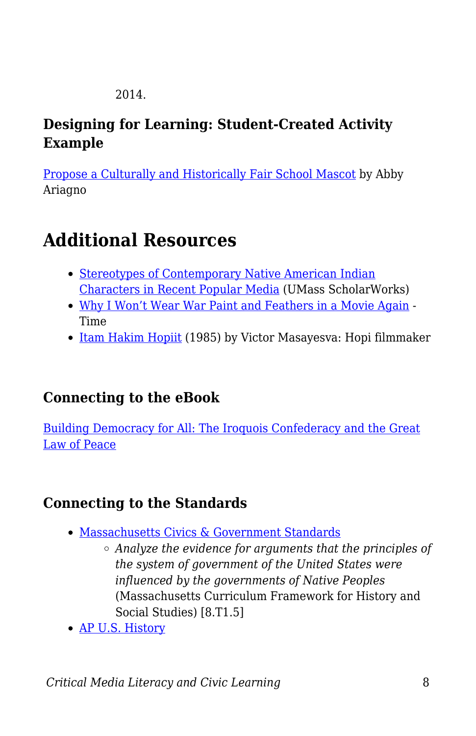2014.

### Designing for Learning: Student-Created Activity Example

Propose a Culturally and Historically Fair School Mascot by Abby Ariagno

## Additional Resources

- Stereotypes of Contemporary Native American Indian Characters in Recent Popular Media (UMass ScholarWorks)
- Why I Won't Wear War Paint and Feathers in a Movie Again - Time
- Itam Hakim Hopiit (1985) by Victor Masayesva: Hopi filmmaker

### Connecting to the eBook

Building Democracy for All: The Iroquois Confederacy and the Great Law of Peace

### Connecting to the Standards

- Massachusetts Civics & Government Standards
    - *Analyze the evidence for arguments that the principles of the system of government of the United States were influenced by the governments of Native Peoples* (Massachusetts Curriculum Framework for History and Social Studies) [8.T1.5]
- AP U.S. History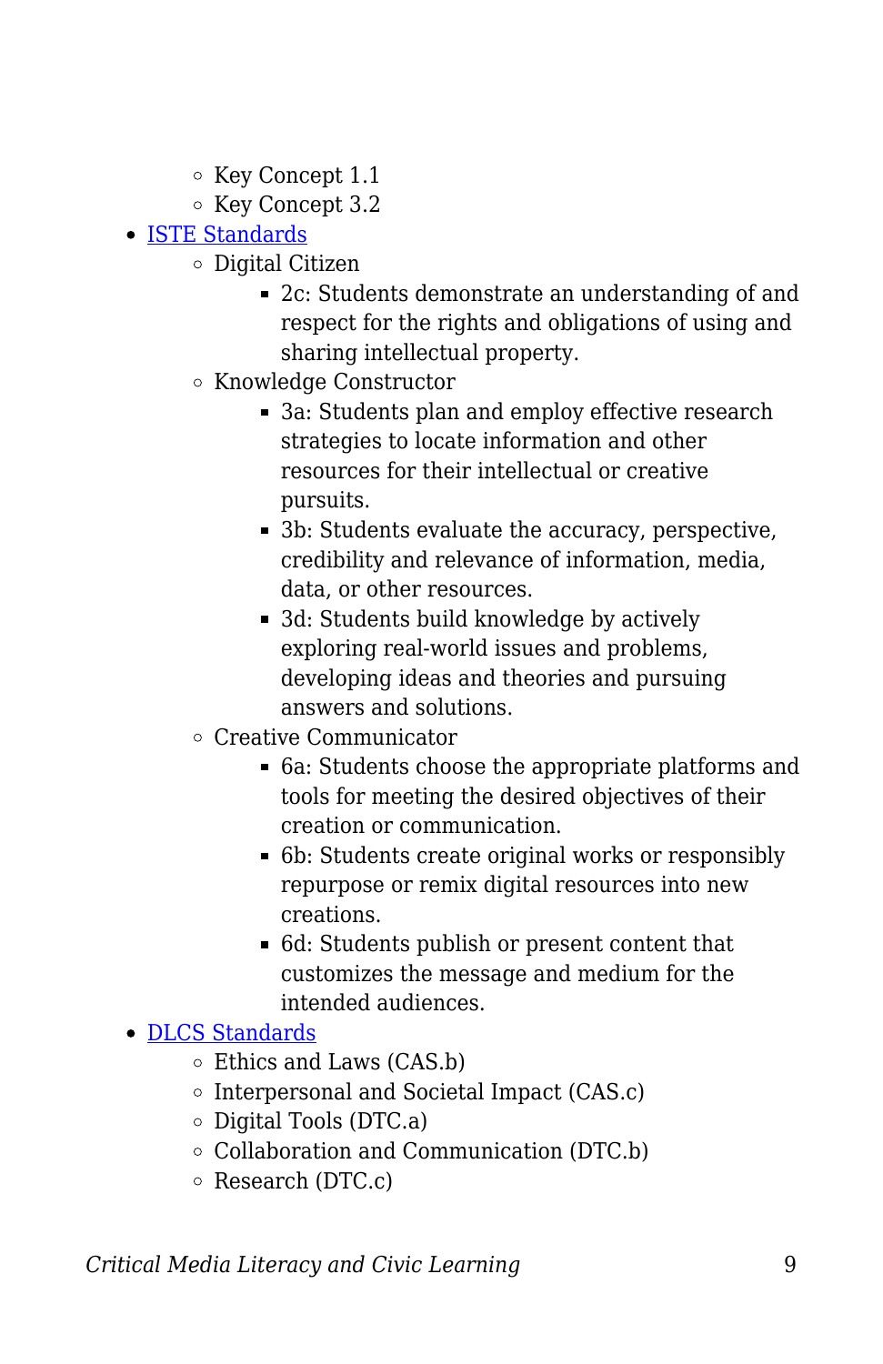- Key Concept 1.1
    - Key Concept 3.2
- [ISTE Standards]
    - Digital Citizen
        - 2c: Students demonstrate an understanding of and respect for the rights and obligations of using and sharing intellectual property.
    - Knowledge Constructor
        - 3a: Students plan and employ effective research strategies to locate information and other resources for their intellectual or creative pursuits.
        - 3b: Students evaluate the accuracy, perspective, credibility and relevance of information, media, data, or other resources.
        - 3d: Students build knowledge by actively exploring real-world issues and problems, developing ideas and theories and pursuing answers and solutions.
    - Creative Communicator
        - 6a: Students choose the appropriate platforms and tools for meeting the desired objectives of their creation or communication.
        - 6b: Students create original works or responsibly repurpose or remix digital resources into new creations.
        - 6d: Students publish or present content that customizes the message and medium for the intended audiences.
- [DLCS Standards]
    - Ethics and Laws (CAS.b)
    - Interpersonal and Societal Impact (CAS.c)
    - Digital Tools (DTC.a)
    - Collaboration and Communication (DTC.b)
    - Research (DTC.c)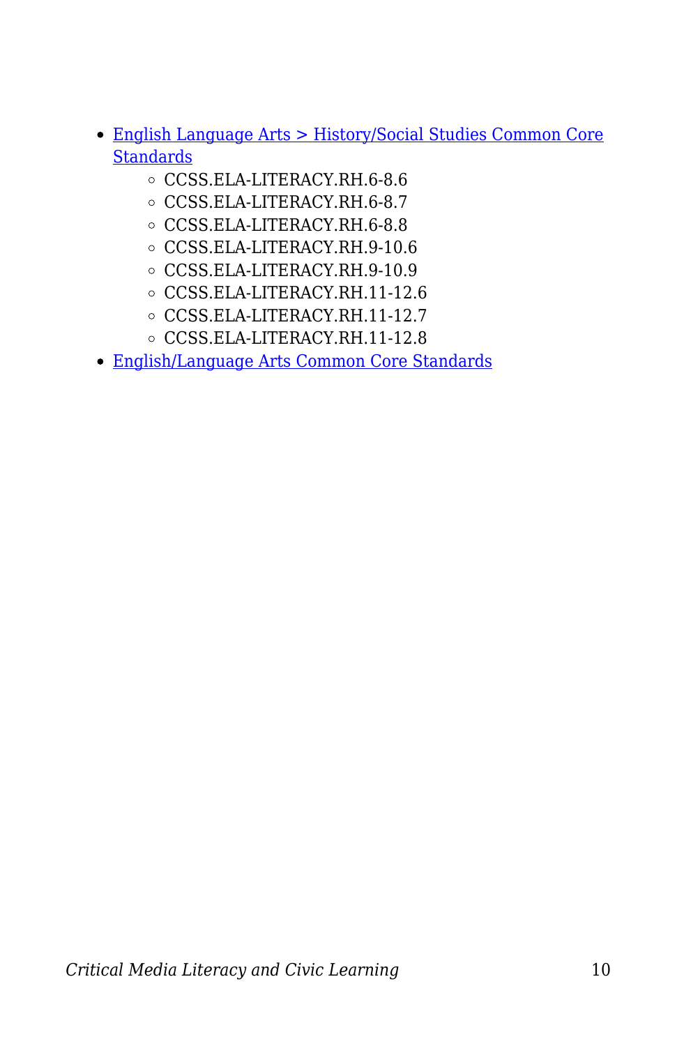- English Language Arts > History/Social Studies Common Core Standards
  - CCSS.ELA-LITERACY.RH.6-8.6
  - CCSS.ELA-LITERACY.RH.6-8.7
  - CCSS.ELA-LITERACY.RH.6-8.8
  - CCSS.ELA-LITERACY.RH.9-10.6
  - CCSS.ELA-LITERACY.RH.9-10.9
  - CCSS.ELA-LITERACY.RH.11-12.6
  - CCSS.ELA-LITERACY.RH.11-12.7
  - CCSS.ELA-LITERACY.RH.11-12.8
- English/Language Arts Common Core Standards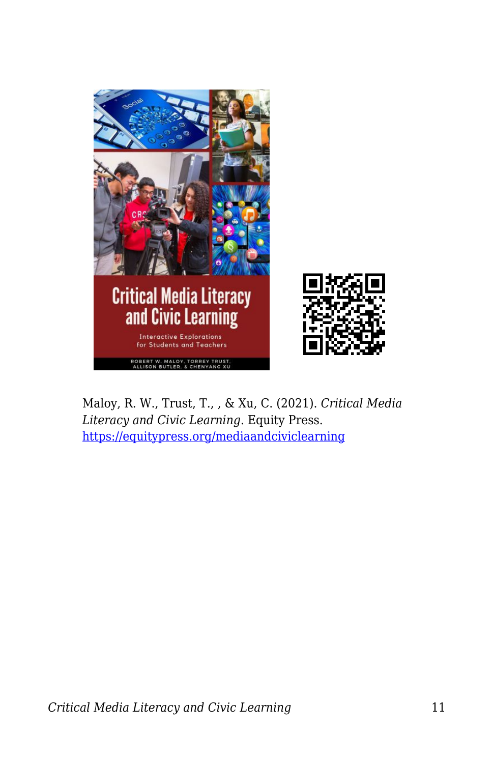Maloy, R. W., Trust, T., , & Xu, C. (2021). *Critical Media Literacy and Civic Learning*. Equity Press. https://equitypress.org/mediaandciviclearning